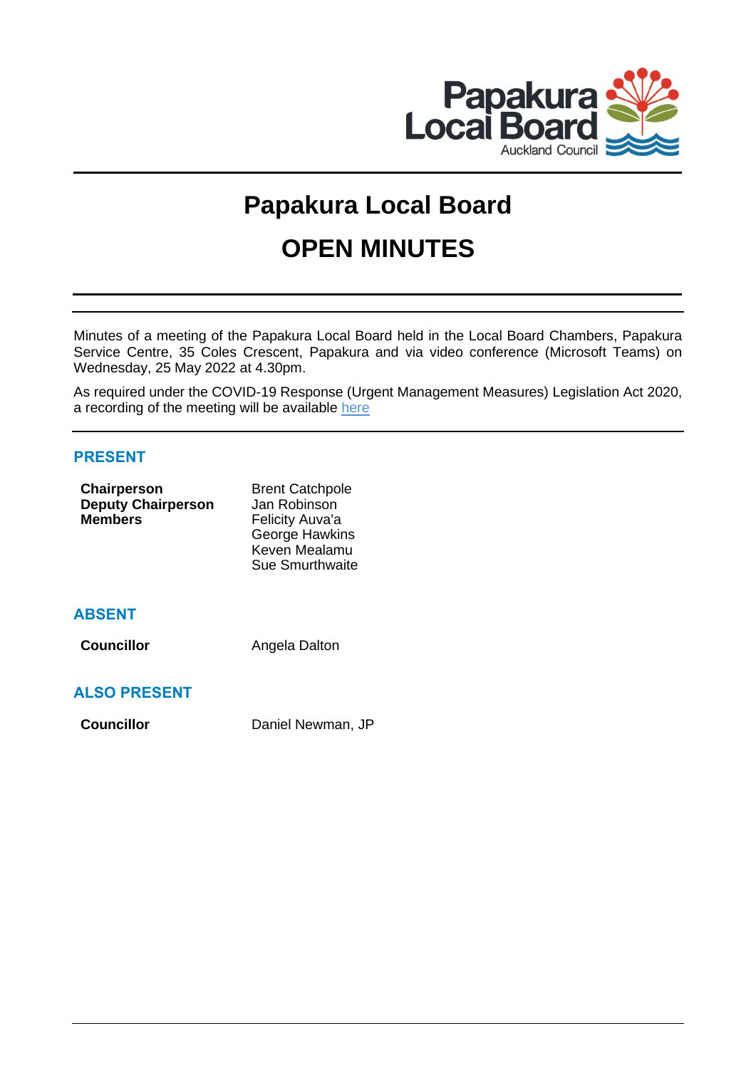# Papakura Local Board

# OPEN MINUTES

Minutes of a meeting of the Papakura Local Board held in the Local Board Chambers, Papakura Service Centre, 35 Coles Crescent, Papakura and via video conference (Microsoft Teams) on Wednesday, 25 May 2022 at 4.30pm.

As required under the COVID-19 Response (Urgent Management Measures) Legislation Act 2020, a recording of the meeting will be available here

## PRESENT

| | |
|---|---|
| **Chairperson** | Brent Catchpole |
| **Deputy Chairperson** | Jan Robinson |
| **Members** | Felicity Auva'a |
| | George Hawkins |
| | Keven Mealamu |
| | Sue Smurthwaite |

## ABSENT

| | |
|---|---|
| **Councillor** | Angela Dalton |

## ALSO PRESENT

| | |
|---|---|
| **Councillor** | Daniel Newman, JP |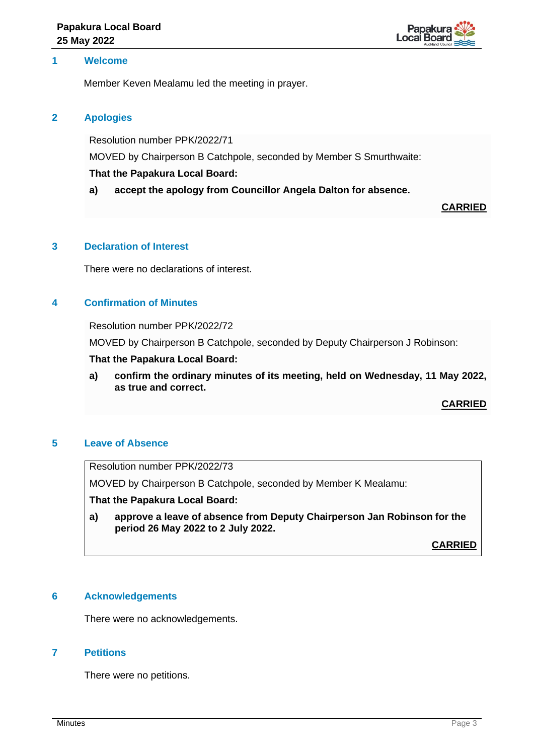## 1 Welcome

Member Keven Mealamu led the meeting in prayer.

## 2 Apologies

Resolution number PPK/2022/71

MOVED by Chairperson B Catchpole, seconded by Member S Smurthwaite:

**That the Papakura Local Board:**

**a) accept the apology from Councillor Angela Dalton for absence.**

**CARRIED**

## 3 Declaration of Interest

There were no declarations of interest.

## 4 Confirmation of Minutes

Resolution number PPK/2022/72

MOVED by Chairperson B Catchpole, seconded by Deputy Chairperson J Robinson:

**That the Papakura Local Board:**

**a) confirm the ordinary minutes of its meeting, held on Wednesday, 11 May 2022, as true and correct.**

**CARRIED**

## 5 Leave of Absence

Resolution number PPK/2022/73

MOVED by Chairperson B Catchpole, seconded by Member K Mealamu:

**That the Papakura Local Board:**

**a) approve a leave of absence from Deputy Chairperson Jan Robinson for the period 26 May 2022 to 2 July 2022.**

**CARRIED**

## 6 Acknowledgements

There were no acknowledgements.

## 7 Petitions

There were no petitions.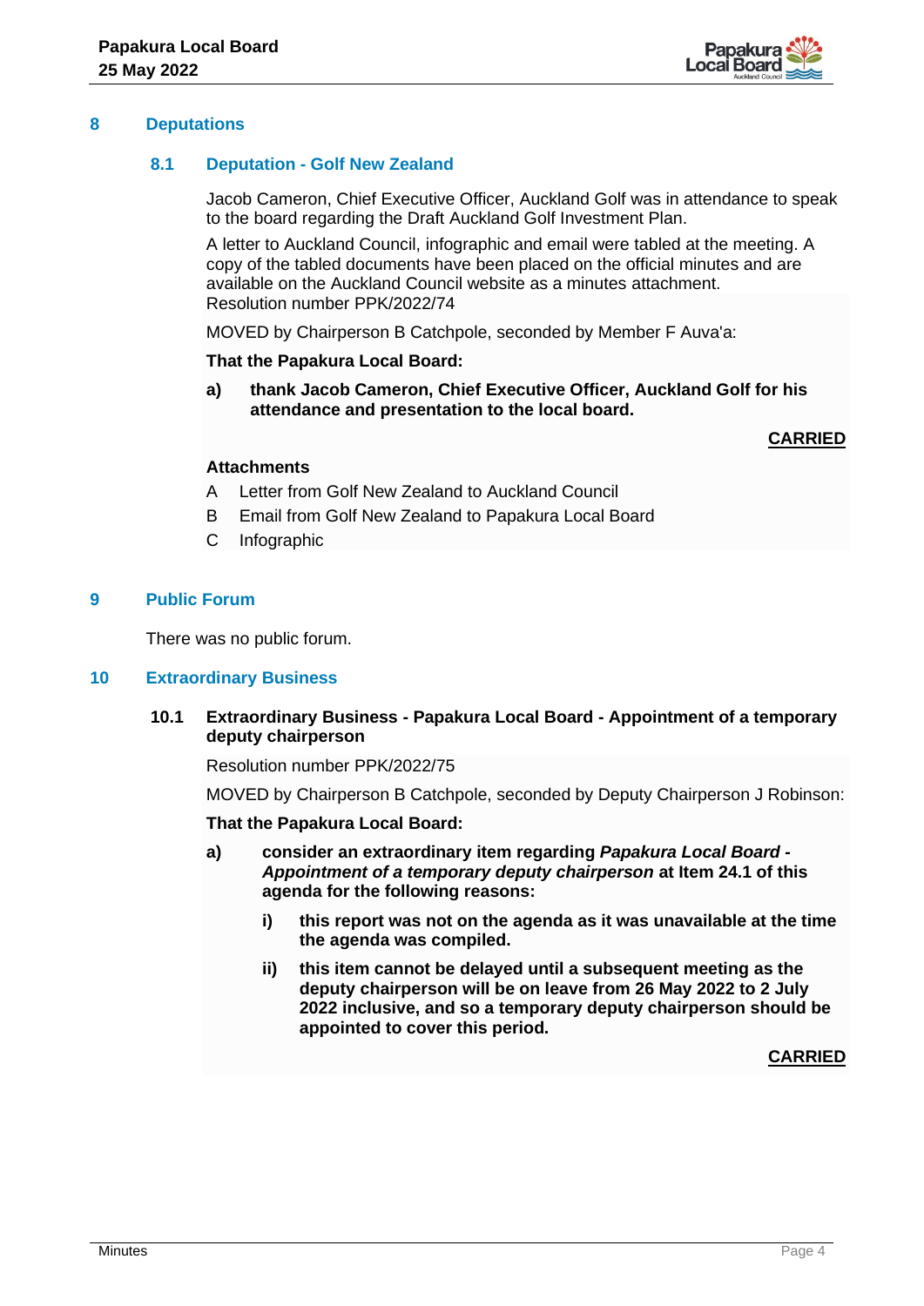## 8 Deputations

### 8.1 Deputation - Golf New Zealand

Jacob Cameron, Chief Executive Officer, Auckland Golf was in attendance to speak to the board regarding the Draft Auckland Golf Investment Plan.

A letter to Auckland Council, infographic and email were tabled at the meeting. A copy of the tabled documents have been placed on the official minutes and are available on the Auckland Council website as a minutes attachment.

Resolution number PPK/2022/74

MOVED by Chairperson B Catchpole, seconded by Member F Auva'a:

**That the Papakura Local Board:**

a) **thank Jacob Cameron, Chief Executive Officer, Auckland Golf for his attendance and presentation to the local board.**

**CARRIED**

**Attachments**

A Letter from Golf New Zealand to Auckland Council

B Email from Golf New Zealand to Papakura Local Board

C Infographic

## 9 Public Forum

There was no public forum.

## 10 Extraordinary Business

### 10.1 Extraordinary Business - Papakura Local Board - Appointment of a temporary deputy chairperson

Resolution number PPK/2022/75

MOVED by Chairperson B Catchpole, seconded by Deputy Chairperson J Robinson:

**That the Papakura Local Board:**

a) **consider an extraordinary item regarding *Papakura Local Board - Appointment of a temporary deputy chairperson* at Item 24.1 of this agenda for the following reasons:**

   i) **this report was not on the agenda as it was unavailable at the time the agenda was compiled.**

   ii) **this item cannot be delayed until a subsequent meeting as the deputy chairperson will be on leave from 26 May 2022 to 2 July 2022 inclusive, and so a temporary deputy chairperson should be appointed to cover this period.**

**CARRIED**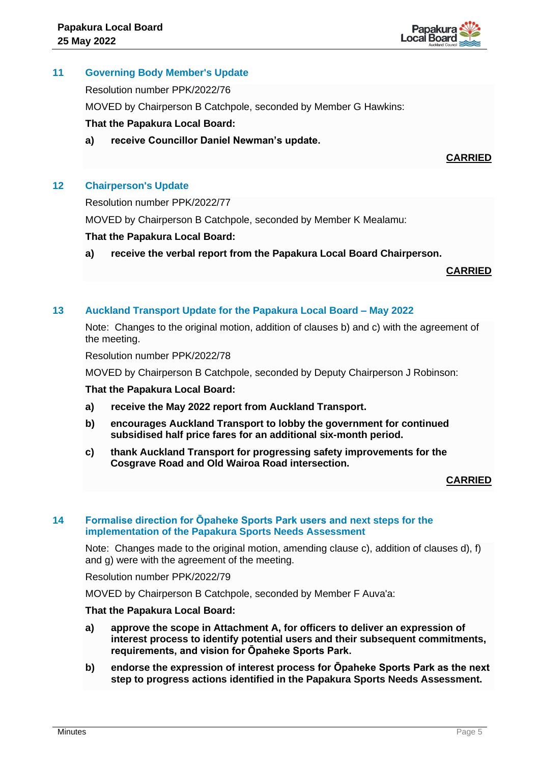## 11 Governing Body Member's Update

Resolution number PPK/2022/76

MOVED by Chairperson B Catchpole, seconded by Member G Hawkins:

**That the Papakura Local Board:**

**a) receive Councillor Daniel Newman's update.**

**CARRIED**

## 12 Chairperson's Update

Resolution number PPK/2022/77

MOVED by Chairperson B Catchpole, seconded by Member K Mealamu:

**That the Papakura Local Board:**

**a) receive the verbal report from the Papakura Local Board Chairperson.**

**CARRIED**

## 13 Auckland Transport Update for the Papakura Local Board – May 2022

Note: Changes to the original motion, addition of clauses b) and c) with the agreement of the meeting.

Resolution number PPK/2022/78

MOVED by Chairperson B Catchpole, seconded by Deputy Chairperson J Robinson:

**That the Papakura Local Board:**

**a) receive the May 2022 report from Auckland Transport.**

**b) encourages Auckland Transport to lobby the government for continued subsidised half price fares for an additional six-month period.**

**c) thank Auckland Transport for progressing safety improvements for the Cosgrave Road and Old Wairoa Road intersection.**

**CARRIED**

## 14 Formalise direction for Ōpaheke Sports Park users and next steps for the implementation of the Papakura Sports Needs Assessment

Note: Changes made to the original motion, amending clause c), addition of clauses d), f) and g) were with the agreement of the meeting.

Resolution number PPK/2022/79

MOVED by Chairperson B Catchpole, seconded by Member F Auva'a:

**That the Papakura Local Board:**

**a) approve the scope in Attachment A, for officers to deliver an expression of interest process to identify potential users and their subsequent commitments, requirements, and vision for Ōpaheke Sports Park.**

**b) endorse the expression of interest process for Ōpaheke Sports Park as the next step to progress actions identified in the Papakura Sports Needs Assessment.**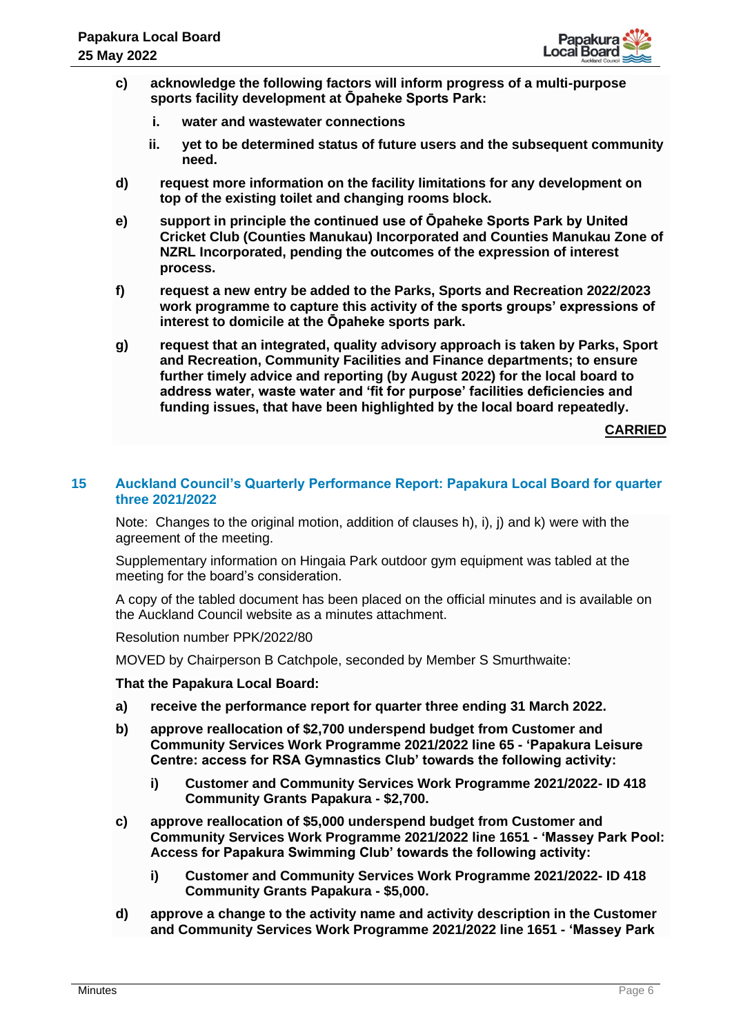**c) acknowledge the following factors will inform progress of a multi-purpose sports facility development at Ōpaheke Sports Park:**

**i. water and wastewater connections**

**ii. yet to be determined status of future users and the subsequent community need.**

**d) request more information on the facility limitations for any development on top of the existing toilet and changing rooms block.**

**e) support in principle the continued use of Ōpaheke Sports Park by United Cricket Club (Counties Manukau) Incorporated and Counties Manukau Zone of NZRL Incorporated, pending the outcomes of the expression of interest process.**

**f) request a new entry be added to the Parks, Sports and Recreation 2022/2023 work programme to capture this activity of the sports groups' expressions of interest to domicile at the Ōpaheke sports park.**

**g) request that an integrated, quality advisory approach is taken by Parks, Sport and Recreation, Community Facilities and Finance departments; to ensure further timely advice and reporting (by August 2022) for the local board to address water, waste water and 'fit for purpose' facilities deficiencies and funding issues, that have been highlighted by the local board repeatedly.**

**CARRIED**

## 15 Auckland Council's Quarterly Performance Report: Papakura Local Board for quarter three 2021/2022

Note: Changes to the original motion, addition of clauses h), i), j) and k) were with the agreement of the meeting.

Supplementary information on Hingaia Park outdoor gym equipment was tabled at the meeting for the board's consideration.

A copy of the tabled document has been placed on the official minutes and is available on the Auckland Council website as a minutes attachment.

Resolution number PPK/2022/80

MOVED by Chairperson B Catchpole, seconded by Member S Smurthwaite:

**That the Papakura Local Board:**

**a) receive the performance report for quarter three ending 31 March 2022.**

**b) approve reallocation of $2,700 underspend budget from Customer and Community Services Work Programme 2021/2022 line 65 - 'Papakura Leisure Centre: access for RSA Gymnastics Club' towards the following activity:**

**i) Customer and Community Services Work Programme 2021/2022- ID 418 Community Grants Papakura - $2,700.**

**c) approve reallocation of $5,000 underspend budget from Customer and Community Services Work Programme 2021/2022 line 1651 - 'Massey Park Pool: Access for Papakura Swimming Club' towards the following activity:**

**i) Customer and Community Services Work Programme 2021/2022- ID 418 Community Grants Papakura - $5,000.**

**d) approve a change to the activity name and activity description in the Customer and Community Services Work Programme 2021/2022 line 1651 - 'Massey Park**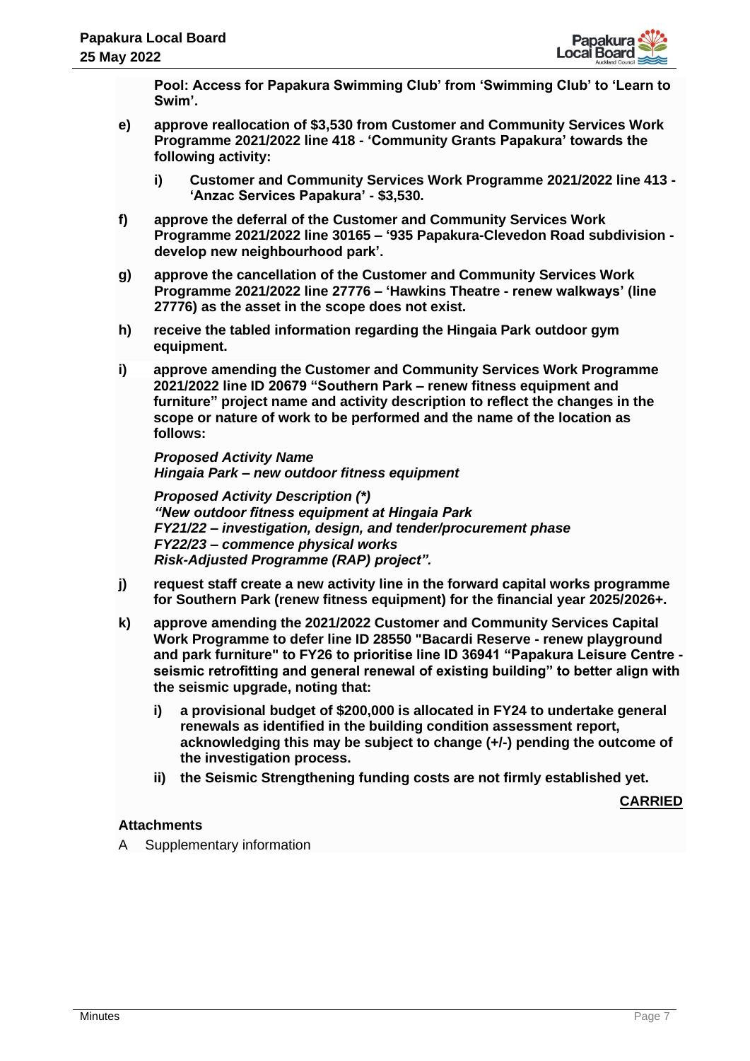**Pool: Access for Papakura Swimming Club' from 'Swimming Club' to 'Learn to Swim'.**

**e) approve reallocation of $3,530 from Customer and Community Services Work Programme 2021/2022 line 418 - 'Community Grants Papakura' towards the following activity:**

**i) Customer and Community Services Work Programme 2021/2022 line 413 - 'Anzac Services Papakura' - $3,530.**

**f) approve the deferral of the Customer and Community Services Work Programme 2021/2022 line 30165 – '935 Papakura-Clevedon Road subdivision - develop new neighbourhood park'.**

**g) approve the cancellation of the Customer and Community Services Work Programme 2021/2022 line 27776 – 'Hawkins Theatre - renew walkways' (line 27776) as the asset in the scope does not exist.**

**h) receive the tabled information regarding the Hingaia Park outdoor gym equipment.**

**i) approve amending the Customer and Community Services Work Programme 2021/2022 line ID 20679 "Southern Park – renew fitness equipment and furniture" project name and activity description to reflect the changes in the scope or nature of work to be performed and the name of the location as follows:**

***Proposed Activity Name***
***Hingaia Park – new outdoor fitness equipment***

***Proposed Activity Description (*)***
***"New outdoor fitness equipment at Hingaia Park***
***FY21/22 – investigation, design, and tender/procurement phase***
***FY22/23 – commence physical works***
***Risk-Adjusted Programme (RAP) project".***

**j) request staff create a new activity line in the forward capital works programme for Southern Park (renew fitness equipment) for the financial year 2025/2026+.**

**k) approve amending the 2021/2022 Customer and Community Services Capital Work Programme to defer line ID 28550 "Bacardi Reserve - renew playground and park furniture" to FY26 to prioritise line ID 36941 "Papakura Leisure Centre - seismic retrofitting and general renewal of existing building" to better align with the seismic upgrade, noting that:**

**i) a provisional budget of $200,000 is allocated in FY24 to undertake general renewals as identified in the building condition assessment report, acknowledging this may be subject to change (+/-) pending the outcome of the investigation process.**

**ii) the Seismic Strengthening funding costs are not firmly established yet.**

**CARRIED**

**Attachments**

A Supplementary information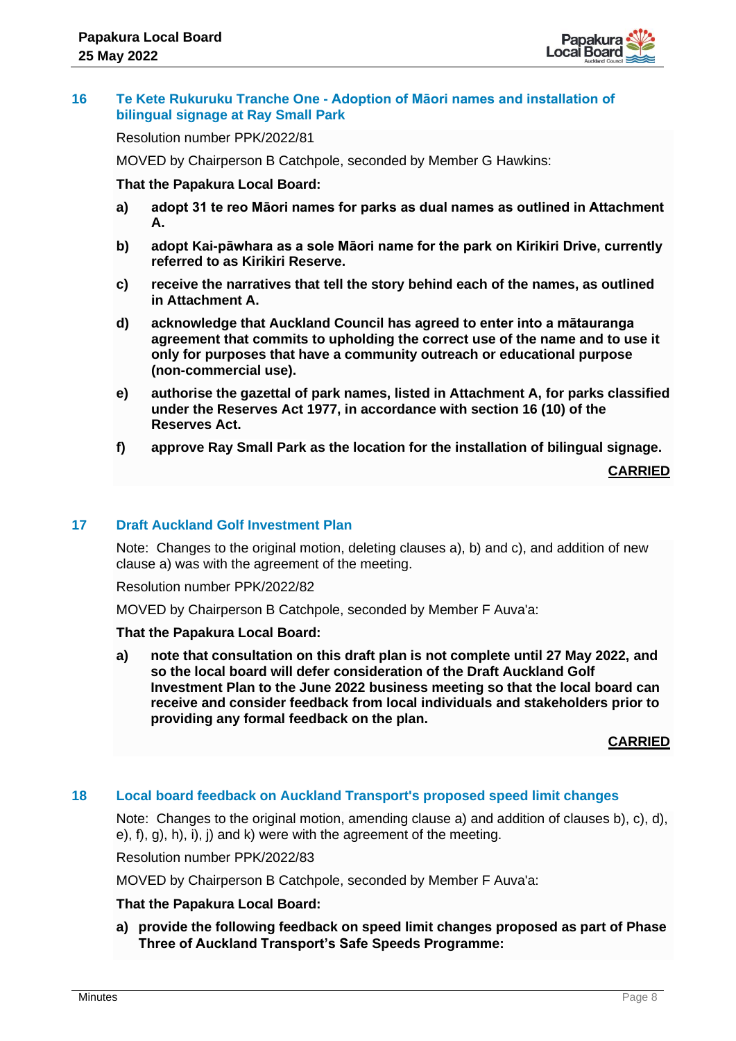## 16 Te Kete Rukuruku Tranche One - Adoption of Māori names and installation of bilingual signage at Ray Small Park

Resolution number PPK/2022/81

MOVED by Chairperson B Catchpole, seconded by Member G Hawkins:

**That the Papakura Local Board:**

**a) adopt 31 te reo Māori names for parks as dual names as outlined in Attachment A.**

**b) adopt Kai-pāwhara as a sole Māori name for the park on Kirikiri Drive, currently referred to as Kirikiri Reserve.**

**c) receive the narratives that tell the story behind each of the names, as outlined in Attachment A.**

**d) acknowledge that Auckland Council has agreed to enter into a mātauranga agreement that commits to upholding the correct use of the name and to use it only for purposes that have a community outreach or educational purpose (non-commercial use).**

**e) authorise the gazettal of park names, listed in Attachment A, for parks classified under the Reserves Act 1977, in accordance with section 16 (10) of the Reserves Act.**

**f) approve Ray Small Park as the location for the installation of bilingual signage.**

**CARRIED**

## 17 Draft Auckland Golf Investment Plan

Note: Changes to the original motion, deleting clauses a), b) and c), and addition of new clause a) was with the agreement of the meeting.

Resolution number PPK/2022/82

MOVED by Chairperson B Catchpole, seconded by Member F Auva'a:

**That the Papakura Local Board:**

**a) note that consultation on this draft plan is not complete until 27 May 2022, and so the local board will defer consideration of the Draft Auckland Golf Investment Plan to the June 2022 business meeting so that the local board can receive and consider feedback from local individuals and stakeholders prior to providing any formal feedback on the plan.**

**CARRIED**

## 18 Local board feedback on Auckland Transport's proposed speed limit changes

Note: Changes to the original motion, amending clause a) and addition of clauses b), c), d), e), f), g), h), i), j) and k) were with the agreement of the meeting.

Resolution number PPK/2022/83

MOVED by Chairperson B Catchpole, seconded by Member F Auva'a:

**That the Papakura Local Board:**

**a) provide the following feedback on speed limit changes proposed as part of Phase Three of Auckland Transport's Safe Speeds Programme:**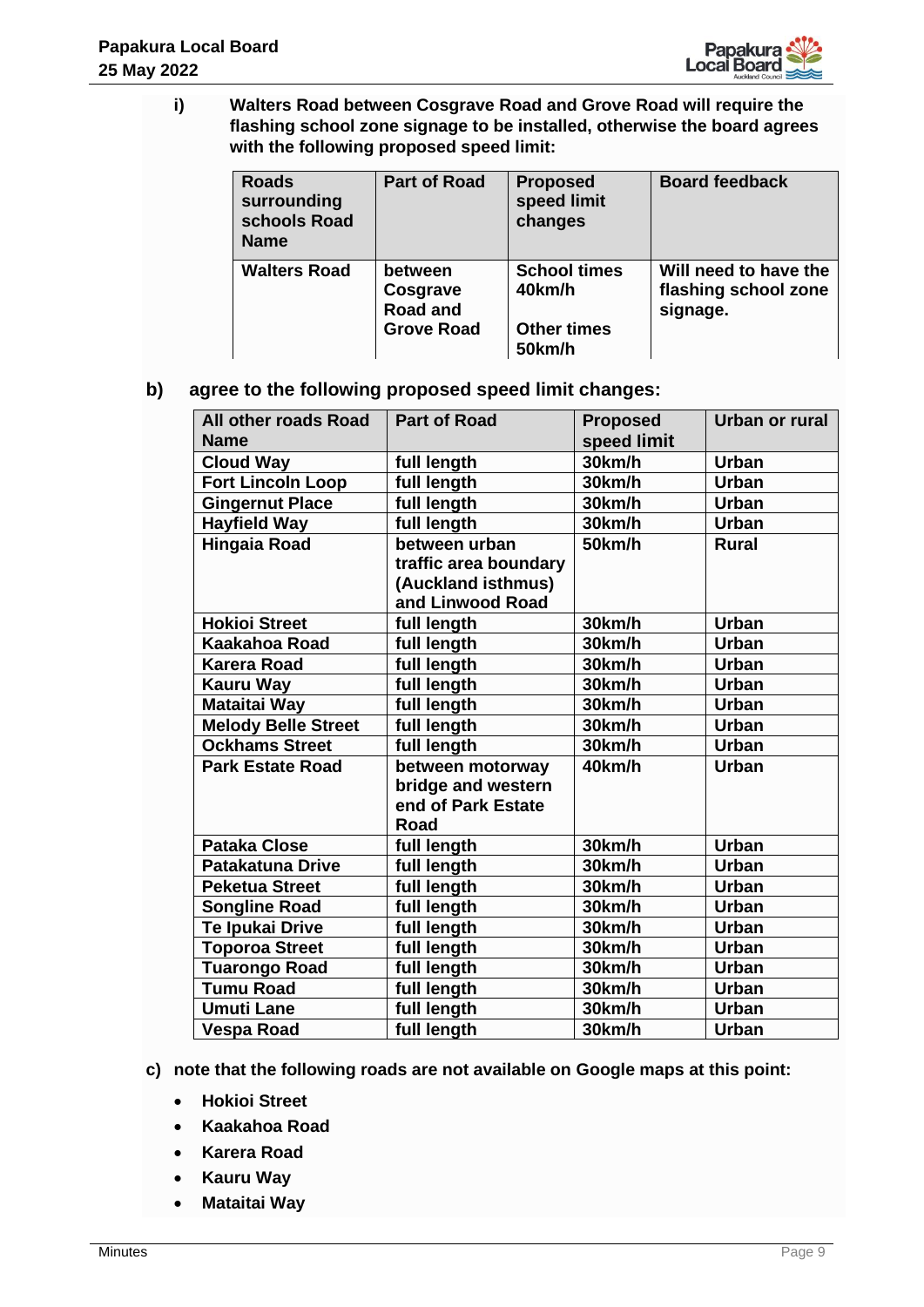**i) Walters Road between Cosgrave Road and Grove Road will require the flashing school zone signage to be installed, otherwise the board agrees with the following proposed speed limit:**

| Roads surrounding schools Road Name | Part of Road | Proposed speed limit changes | Board feedback |
|---|---|---|---|
| **Walters Road** | **between Cosgrave Road and Grove Road** | **School times 40km/h**<br><br>**Other times 50km/h** | **Will need to have the flashing school zone signage.** |

**b) agree to the following proposed speed limit changes:**

| All other roads Road Name | Part of Road | Proposed speed limit | Urban or rural |
|---|---|---|---|
| **Cloud Way** | **full length** | **30km/h** | **Urban** |
| **Fort Lincoln Loop** | **full length** | **30km/h** | **Urban** |
| **Gingernut Place** | **full length** | **30km/h** | **Urban** |
| **Hayfield Way** | **full length** | **30km/h** | **Urban** |
| **Hingaia Road** | **between urban traffic area boundary (Auckland isthmus) and Linwood Road** | **50km/h** | **Rural** |
| **Hokioi Street** | **full length** | **30km/h** | **Urban** |
| **Kaakahoa Road** | **full length** | **30km/h** | **Urban** |
| **Karera Road** | **full length** | **30km/h** | **Urban** |
| **Kauru Way** | **full length** | **30km/h** | **Urban** |
| **Mataitai Way** | **full length** | **30km/h** | **Urban** |
| **Melody Belle Street** | **full length** | **30km/h** | **Urban** |
| **Ockhams Street** | **full length** | **30km/h** | **Urban** |
| **Park Estate Road** | **between motorway bridge and western end of Park Estate Road** | **40km/h** | **Urban** |
| **Pataka Close** | **full length** | **30km/h** | **Urban** |
| **Patakatuna Drive** | **full length** | **30km/h** | **Urban** |
| **Peketua Street** | **full length** | **30km/h** | **Urban** |
| **Songline Road** | **full length** | **30km/h** | **Urban** |
| **Te Ipukai Drive** | **full length** | **30km/h** | **Urban** |
| **Toporoa Street** | **full length** | **30km/h** | **Urban** |
| **Tuarongo Road** | **full length** | **30km/h** | **Urban** |
| **Tumu Road** | **full length** | **30km/h** | **Urban** |
| **Umuti Lane** | **full length** | **30km/h** | **Urban** |
| **Vespa Road** | **full length** | **30km/h** | **Urban** |

**c) note that the following roads are not available on Google maps at this point:**

- **Hokioi Street**
- **Kaakahoa Road**
- **Karera Road**
- **Kauru Way**
- **Mataitai Way**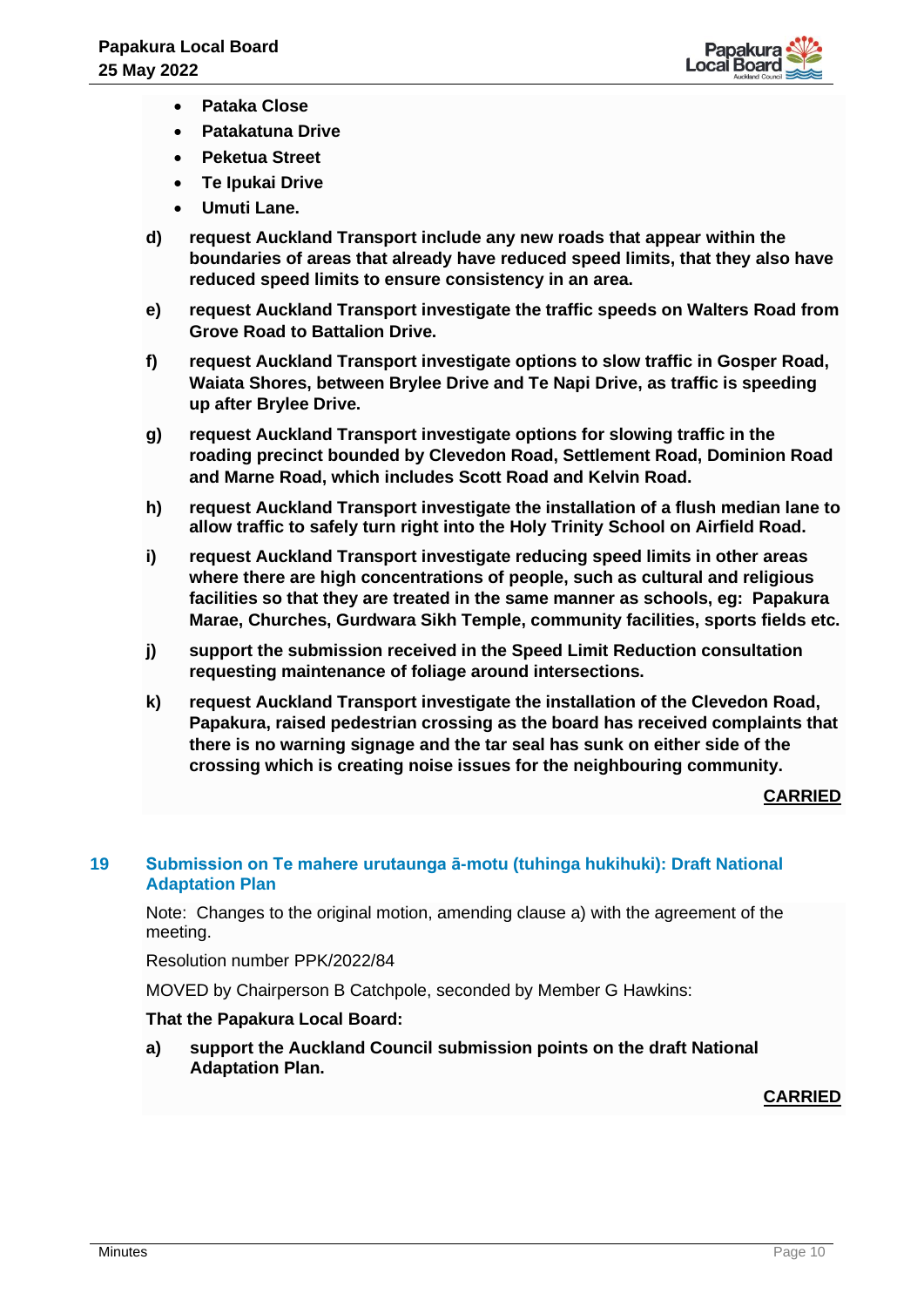- **Pataka Close**
- **Patakatuna Drive**
- **Peketua Street**
- **Te Ipukai Drive**
- **Umuti Lane.**

**d) request Auckland Transport include any new roads that appear within the boundaries of areas that already have reduced speed limits, that they also have reduced speed limits to ensure consistency in an area.**

**e) request Auckland Transport investigate the traffic speeds on Walters Road from Grove Road to Battalion Drive.**

**f) request Auckland Transport investigate options to slow traffic in Gosper Road, Waiata Shores, between Brylee Drive and Te Napi Drive, as traffic is speeding up after Brylee Drive.**

**g) request Auckland Transport investigate options for slowing traffic in the roading precinct bounded by Clevedon Road, Settlement Road, Dominion Road and Marne Road, which includes Scott Road and Kelvin Road.**

**h) request Auckland Transport investigate the installation of a flush median lane to allow traffic to safely turn right into the Holy Trinity School on Airfield Road.**

**i) request Auckland Transport investigate reducing speed limits in other areas where there are high concentrations of people, such as cultural and religious facilities so that they are treated in the same manner as schools, eg: Papakura Marae, Churches, Gurdwara Sikh Temple, community facilities, sports fields etc.**

**j) support the submission received in the Speed Limit Reduction consultation requesting maintenance of foliage around intersections.**

**k) request Auckland Transport investigate the installation of the Clevedon Road, Papakura, raised pedestrian crossing as the board has received complaints that there is no warning signage and the tar seal has sunk on either side of the crossing which is creating noise issues for the neighbouring community.**

**CARRIED**

## 19 Submission on Te mahere urutaunga ā-motu (tuhinga hukihuki): Draft National Adaptation Plan

Note: Changes to the original motion, amending clause a) with the agreement of the meeting.

Resolution number PPK/2022/84

MOVED by Chairperson B Catchpole, seconded by Member G Hawkins:

**That the Papakura Local Board:**

**a) support the Auckland Council submission points on the draft National Adaptation Plan.**

**CARRIED**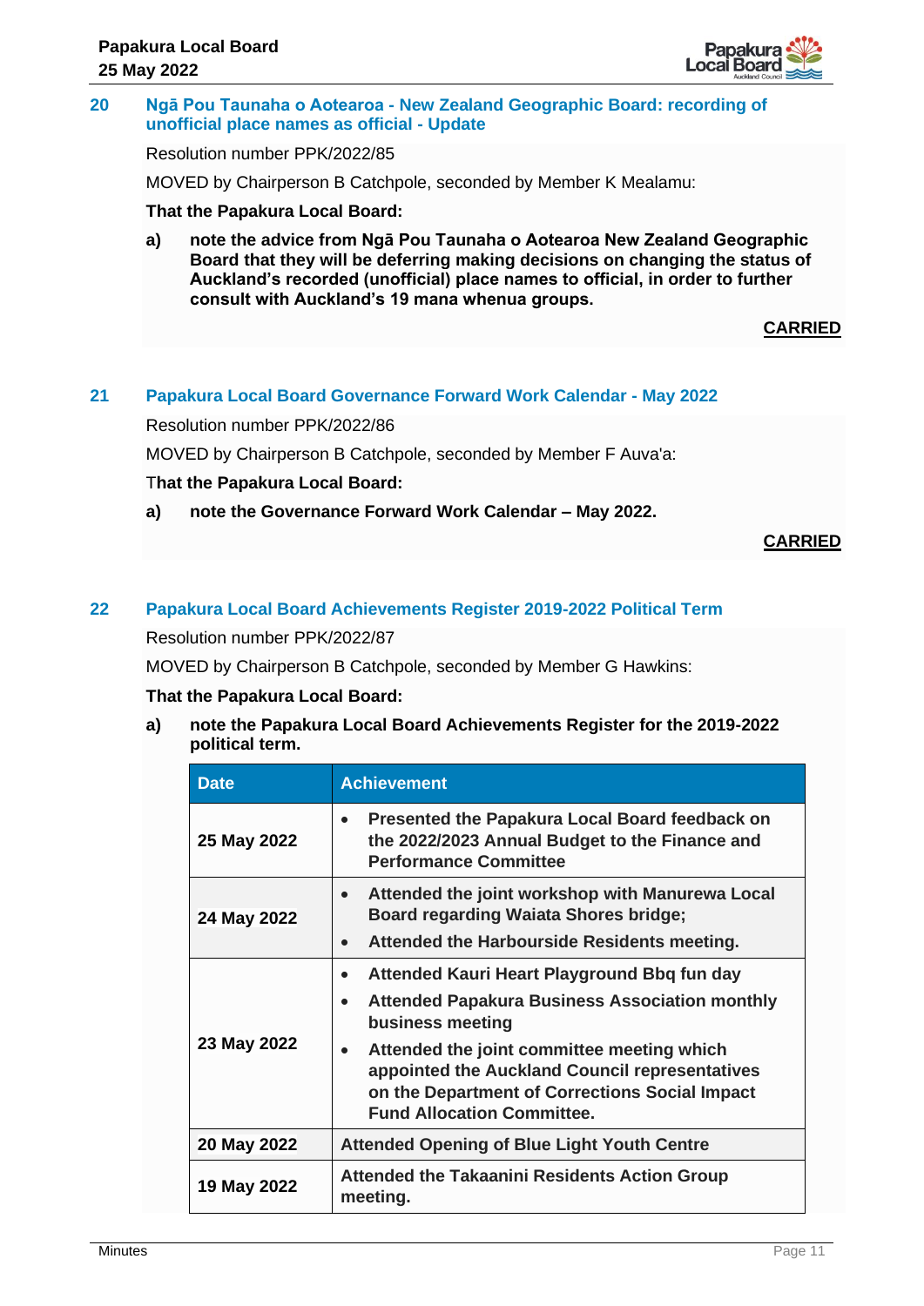## 20 Ngā Pou Taunaha o Aotearoa - New Zealand Geographic Board: recording of unofficial place names as official - Update

Resolution number PPK/2022/85

MOVED by Chairperson B Catchpole, seconded by Member K Mealamu:

**That the Papakura Local Board:**

**a) note the advice from Ngā Pou Taunaha o Aotearoa New Zealand Geographic Board that they will be deferring making decisions on changing the status of Auckland's recorded (unofficial) place names to official, in order to further consult with Auckland's 19 mana whenua groups.**

**CARRIED**

## 21 Papakura Local Board Governance Forward Work Calendar - May 2022

Resolution number PPK/2022/86

MOVED by Chairperson B Catchpole, seconded by Member F Auva'a:

**That the Papakura Local Board:**

**a) note the Governance Forward Work Calendar – May 2022.**

**CARRIED**

## 22 Papakura Local Board Achievements Register 2019-2022 Political Term

Resolution number PPK/2022/87

MOVED by Chairperson B Catchpole, seconded by Member G Hawkins:

**That the Papakura Local Board:**

**a) note the Papakura Local Board Achievements Register for the 2019-2022 political term.**

| Date | Achievement |
|---|---|
| **25 May 2022** | • **Presented the Papakura Local Board feedback on the 2022/2023 Annual Budget to the Finance and Performance Committee** |
| **24 May 2022** | • **Attended the joint workshop with Manurewa Local Board regarding Waiata Shores bridge;** • **Attended the Harbourside Residents meeting.** |
| **23 May 2022** | • **Attended Kauri Heart Playground Bbq fun day** • **Attended Papakura Business Association monthly business meeting** • **Attended the joint committee meeting which appointed the Auckland Council representatives on the Department of Corrections Social Impact Fund Allocation Committee.** |
| **20 May 2022** | **Attended Opening of Blue Light Youth Centre** |
| **19 May 2022** | **Attended the Takaanini Residents Action Group meeting.** |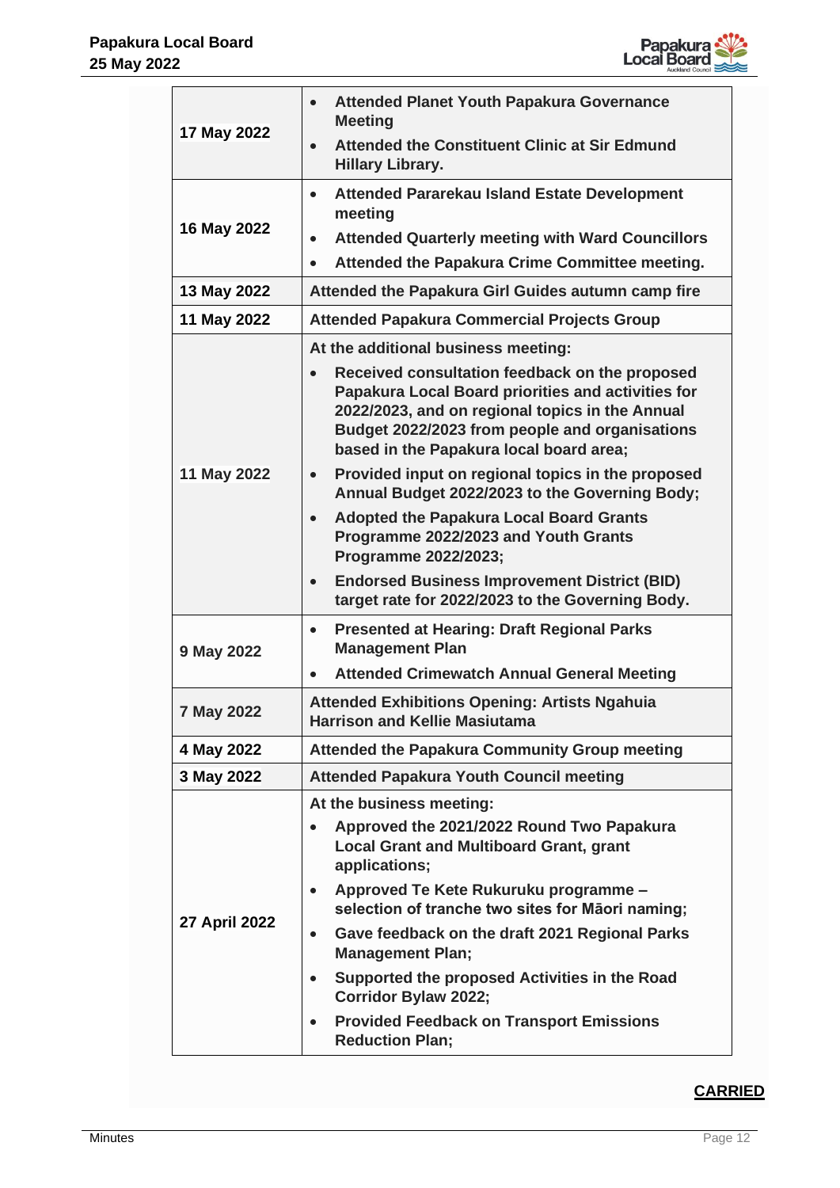| | |
|---|---|
| **17 May 2022** | • **Attended Planet Youth Papakura Governance Meeting**<br>• **Attended the Constituent Clinic at Sir Edmund Hillary Library.** |
| **16 May 2022** | • **Attended Pararekau Island Estate Development meeting**<br>• **Attended Quarterly meeting with Ward Councillors**<br>• **Attended the Papakura Crime Committee meeting.** |
| **13 May 2022** | **Attended the Papakura Girl Guides autumn camp fire** |
| **11 May 2022** | **Attended Papakura Commercial Projects Group** |
| **11 May 2022** | **At the additional business meeting:**<br>• **Received consultation feedback on the proposed Papakura Local Board priorities and activities for 2022/2023, and on regional topics in the Annual Budget 2022/2023 from people and organisations based in the Papakura local board area;**<br>• **Provided input on regional topics in the proposed Annual Budget 2022/2023 to the Governing Body;**<br>• **Adopted the Papakura Local Board Grants Programme 2022/2023 and Youth Grants Programme 2022/2023;**<br>• **Endorsed Business Improvement District (BID) target rate for 2022/2023 to the Governing Body.** |
| **9 May 2022** | • **Presented at Hearing: Draft Regional Parks Management Plan**<br>• **Attended Crimewatch Annual General Meeting** |
| **7 May 2022** | **Attended Exhibitions Opening: Artists Ngahuia Harrison and Kellie Masiutama** |
| **4 May 2022** | **Attended the Papakura Community Group meeting** |
| **3 May 2022** | **Attended Papakura Youth Council meeting** |
| **27 April 2022** | **At the business meeting:**<br>• **Approved the 2021/2022 Round Two Papakura Local Grant and Multiboard Grant, grant applications;**<br>• **Approved Te Kete Rukuruku programme – selection of tranche two sites for Māori naming;**<br>• **Gave feedback on the draft 2021 Regional Parks Management Plan;**<br>• **Supported the proposed Activities in the Road Corridor Bylaw 2022;**<br>• **Provided Feedback on Transport Emissions Reduction Plan;** |

**CARRIED**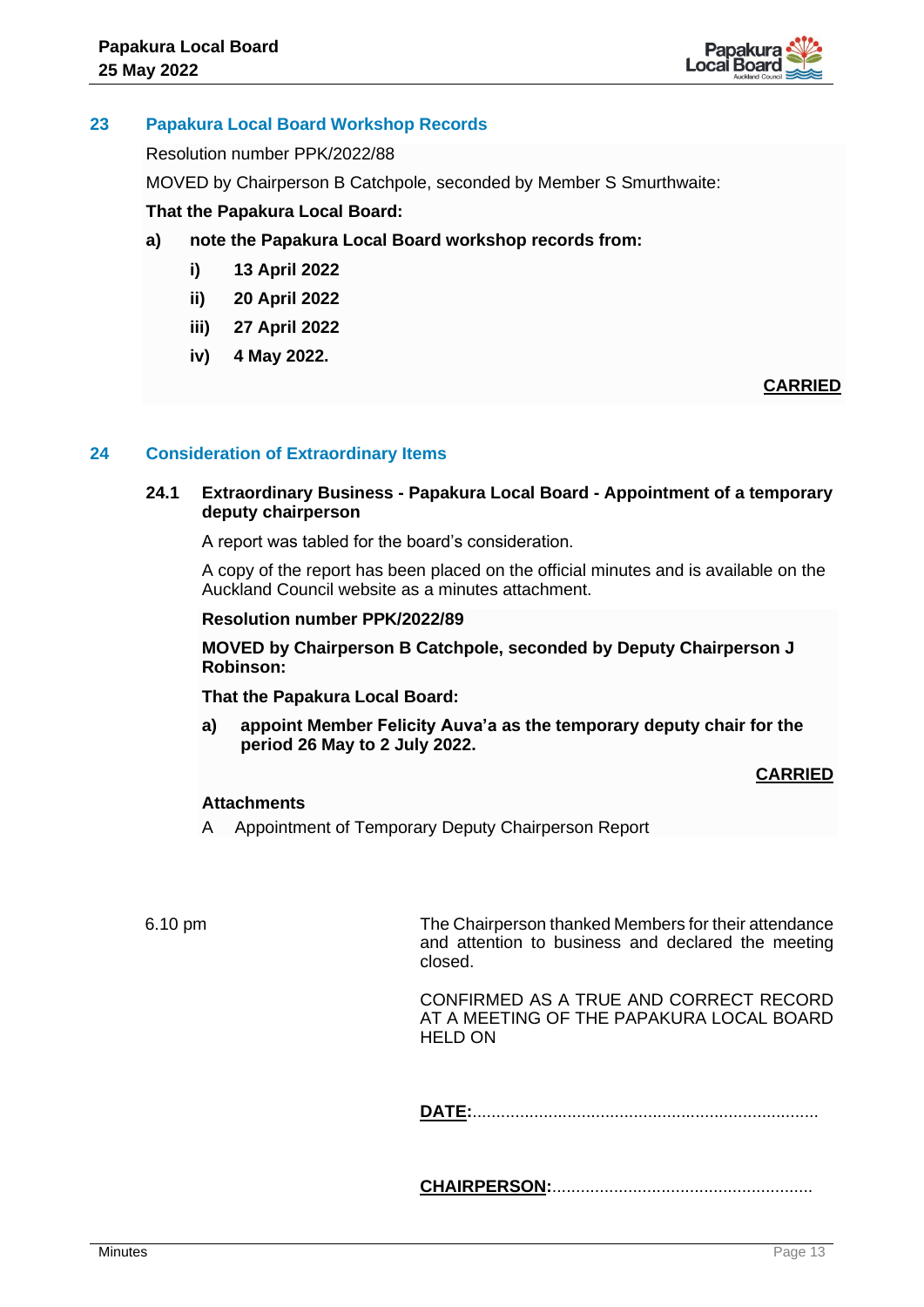## 23 Papakura Local Board Workshop Records

Resolution number PPK/2022/88

MOVED by Chairperson B Catchpole, seconded by Member S Smurthwaite:

**That the Papakura Local Board:**

**a) note the Papakura Local Board workshop records from:**

**i) 13 April 2022**

**ii) 20 April 2022**

**iii) 27 April 2022**

**iv) 4 May 2022.**

**CARRIED**

## 24 Consideration of Extraordinary Items

### 24.1 Extraordinary Business - Papakura Local Board - Appointment of a temporary deputy chairperson

A report was tabled for the board's consideration.

A copy of the report has been placed on the official minutes and is available on the Auckland Council website as a minutes attachment.

**Resolution number PPK/2022/89**

**MOVED by Chairperson B Catchpole, seconded by Deputy Chairperson J Robinson:**

**That the Papakura Local Board:**

**a) appoint Member Felicity Auva'a as the temporary deputy chair for the period 26 May to 2 July 2022.**

**CARRIED**

**Attachments**

A Appointment of Temporary Deputy Chairperson Report

6.10 pm

The Chairperson thanked Members for their attendance and attention to business and declared the meeting closed.

CONFIRMED AS A TRUE AND CORRECT RECORD AT A MEETING OF THE PAPAKURA LOCAL BOARD HELD ON

**DATE:**.........................................................................

**CHAIRPERSON:**.......................................................